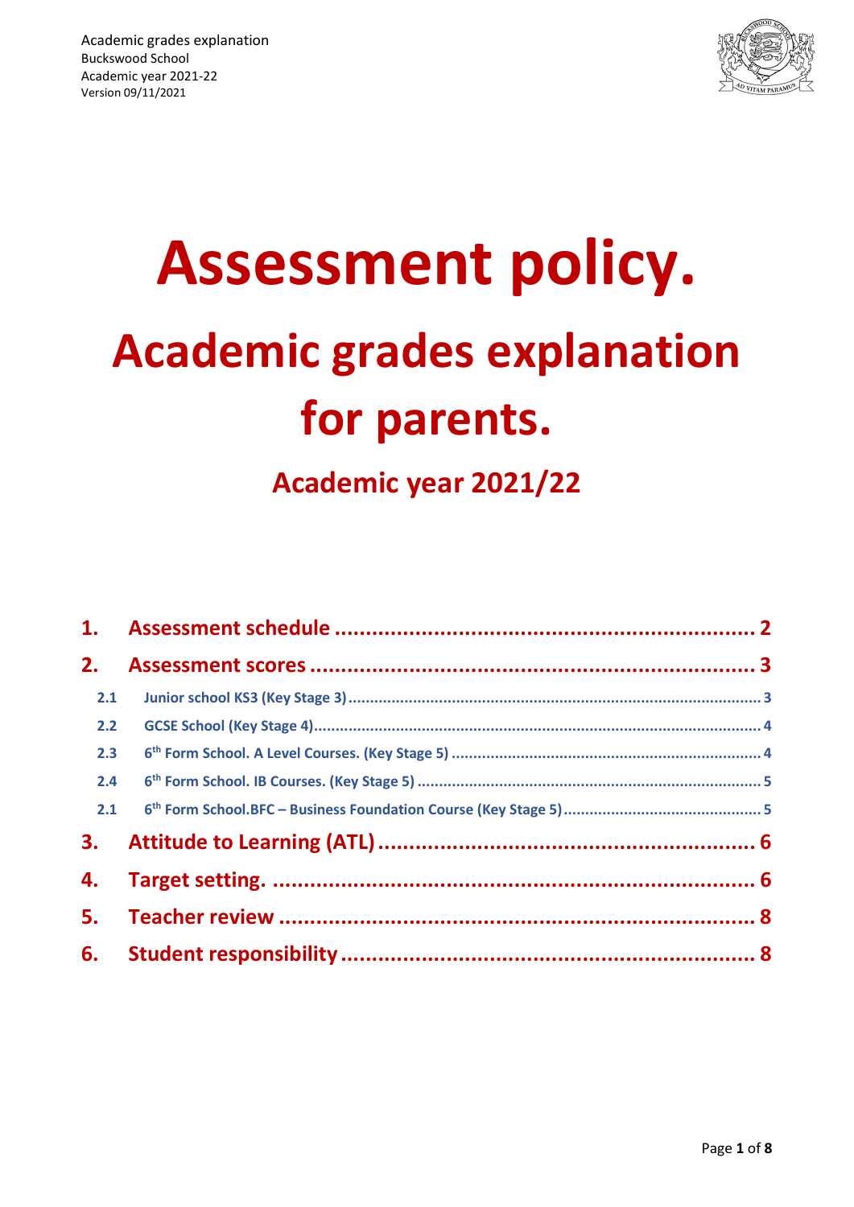Academic grades explanation
Buckswood School
Academic year 2021-22
Version 09/11/2021

# Assessment policy.

# Academic grades explanation for parents.

## Academic year 2021/22

1. Assessment schedule ..... 2
2. Assessment scores ..... 3
   - 2.1 Junior school KS3 (Key Stage 3) ..... 3
   - 2.2 GCSE School (Key Stage 4) ..... 4
   - 2.3 6th Form School. A Level Courses. (Key Stage 5) ..... 4
   - 2.4 6th Form School. IB Courses. (Key Stage 5) ..... 5
   - 2.1 6th Form School.BFC – Business Foundation Course (Key Stage 5) ..... 5
3. Attitude to Learning (ATL) ..... 6
4. Target setting. ..... 6
5. Teacher review ..... 8
6. Student responsibility ..... 8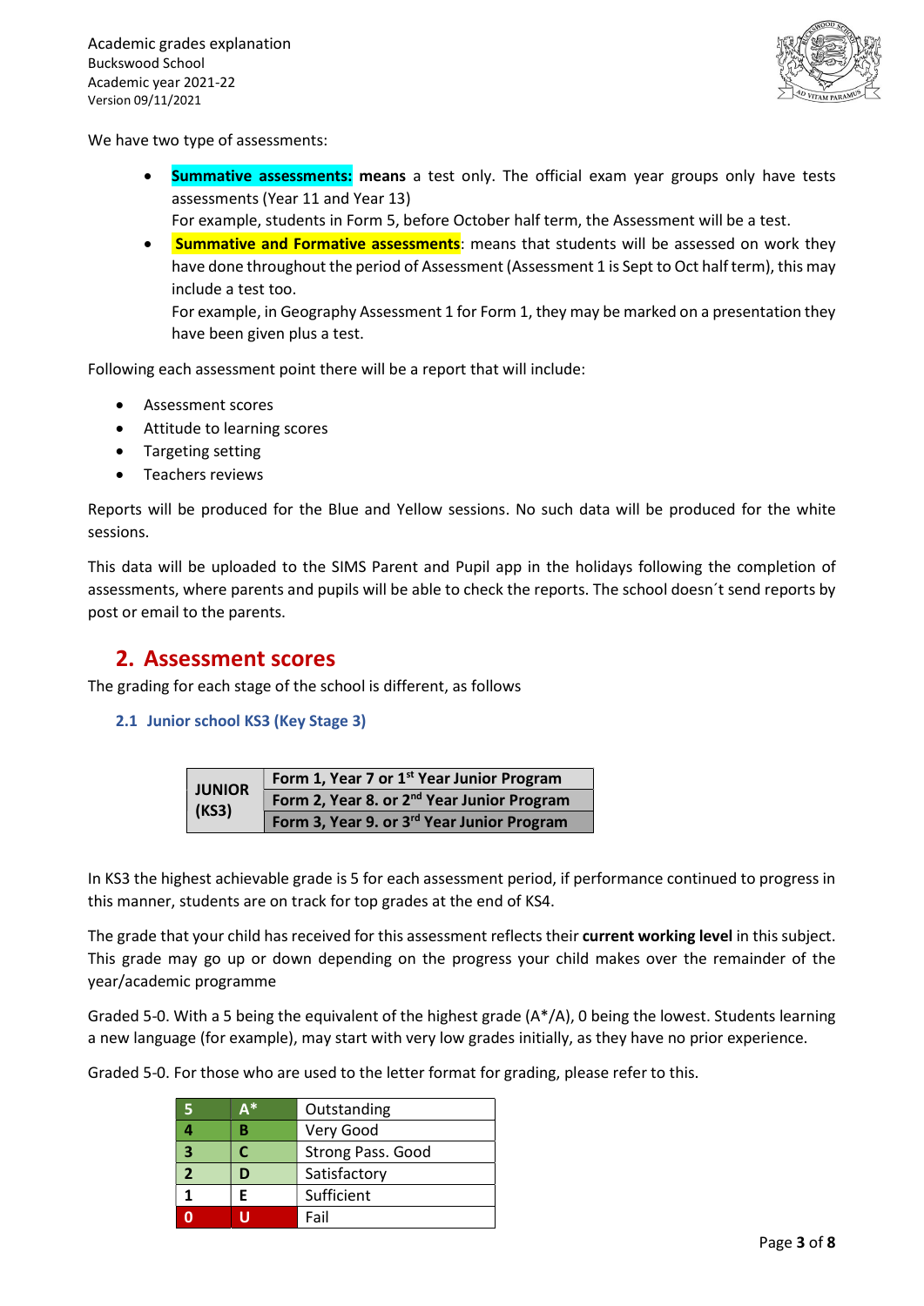We have two type of assessments:

- **Summative assessments: means** a test only. The official exam year groups only have tests assessments (Year 11 and Year 13)
  For example, students in Form 5, before October half term, the Assessment will be a test.
- **Summative and Formative assessments**: means that students will be assessed on work they have done throughout the period of Assessment (Assessment 1 is Sept to Oct half term), this may include a test too.
  For example, in Geography Assessment 1 for Form 1, they may be marked on a presentation they have been given plus a test.

Following each assessment point there will be a report that will include:

- Assessment scores
- Attitude to learning scores
- Targeting setting
- Teachers reviews

Reports will be produced for the Blue and Yellow sessions. No such data will be produced for the white sessions.

This data will be uploaded to the SIMS Parent and Pupil app in the holidays following the completion of assessments, where parents and pupils will be able to check the reports. The school doesn´t send reports by post or email to the parents.

## 2. Assessment scores

The grading for each stage of the school is different, as follows

### 2.1 Junior school KS3 (Key Stage 3)

| **JUNIOR (KS3)** | **Form 1, Year 7 or 1st Year Junior Program** |
|---|---|
| | **Form 2, Year 8. or 2nd Year Junior Program** |
| | **Form 3, Year 9. or 3rd Year Junior Program** |

In KS3 the highest achievable grade is 5 for each assessment period, if performance continued to progress in this manner, students are on track for top grades at the end of KS4.

The grade that your child has received for this assessment reflects their **current working level** in this subject. This grade may go up or down depending on the progress your child makes over the remainder of the year/academic programme

Graded 5-0. With a 5 being the equivalent of the highest grade (A*/A), 0 being the lowest. Students learning a new language (for example), may start with very low grades initially, as they have no prior experience.

Graded 5-0. For those who are used to the letter format for grading, please refer to this.

| 5 | A* | Outstanding |
|---|---|---|
| 4 | B | Very Good |
| 3 | C | Strong Pass. Good |
| 2 | D | Satisfactory |
| 1 | E | Sufficient |
| 0 | U | Fail |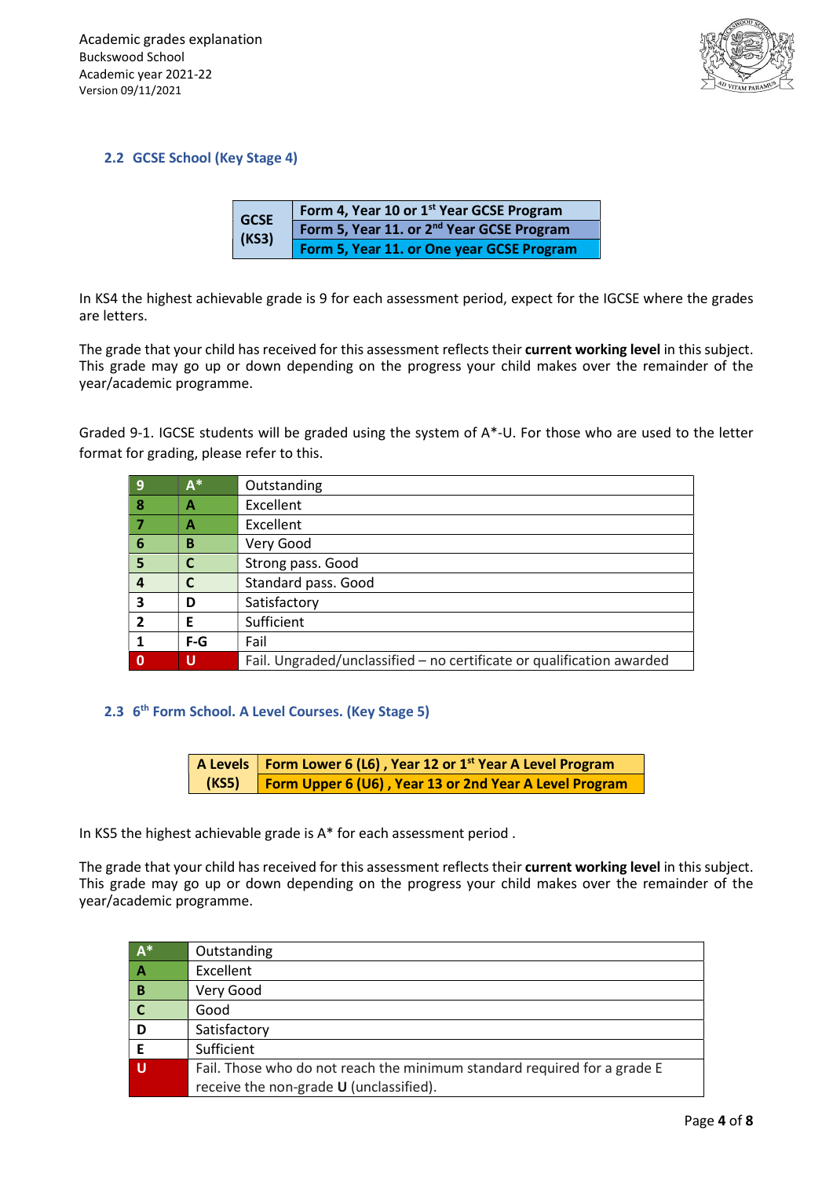## 2.2 GCSE School (Key Stage 4)

| GCSE (KS3) | Form 4, Year 10 or 1st Year GCSE Program |
|---|---|
| | Form 5, Year 11. or 2nd Year GCSE Program |
| | Form 5, Year 11. or One year GCSE Program |

In KS4 the highest achievable grade is 9 for each assessment period, expect for the IGCSE where the grades are letters.

The grade that your child has received for this assessment reflects their **current working level** in this subject. This grade may go up or down depending on the progress your child makes over the remainder of the year/academic programme.

Graded 9-1. IGCSE students will be graded using the system of A*-U. For those who are used to the letter format for grading, please refer to this.

| 9 | A* | Outstanding |
|---|---|---|
| 8 | A | Excellent |
| 7 | A | Excellent |
| 6 | B | Very Good |
| 5 | C | Strong pass. Good |
| 4 | C | Standard pass. Good |
| 3 | D | Satisfactory |
| 2 | E | Sufficient |
| 1 | F-G | Fail |
| 0 | U | Fail. Ungraded/unclassified – no certificate or qualification awarded |

## 2.3 6th Form School. A Level Courses. (Key Stage 5)

| A Levels (KS5) | Form Lower 6 (L6) , Year 12 or 1st Year A Level Program |
|---|---|
| | Form Upper 6 (U6) , Year 13 or 2nd Year A Level Program |

In KS5 the highest achievable grade is A* for each assessment period .

The grade that your child has received for this assessment reflects their **current working level** in this subject. This grade may go up or down depending on the progress your child makes over the remainder of the year/academic programme.

| A* | Outstanding |
|---|---|
| A | Excellent |
| B | Very Good |
| C | Good |
| D | Satisfactory |
| E | Sufficient |
| U | Fail. Those who do not reach the minimum standard required for a grade E receive the non-grade **U** (unclassified). |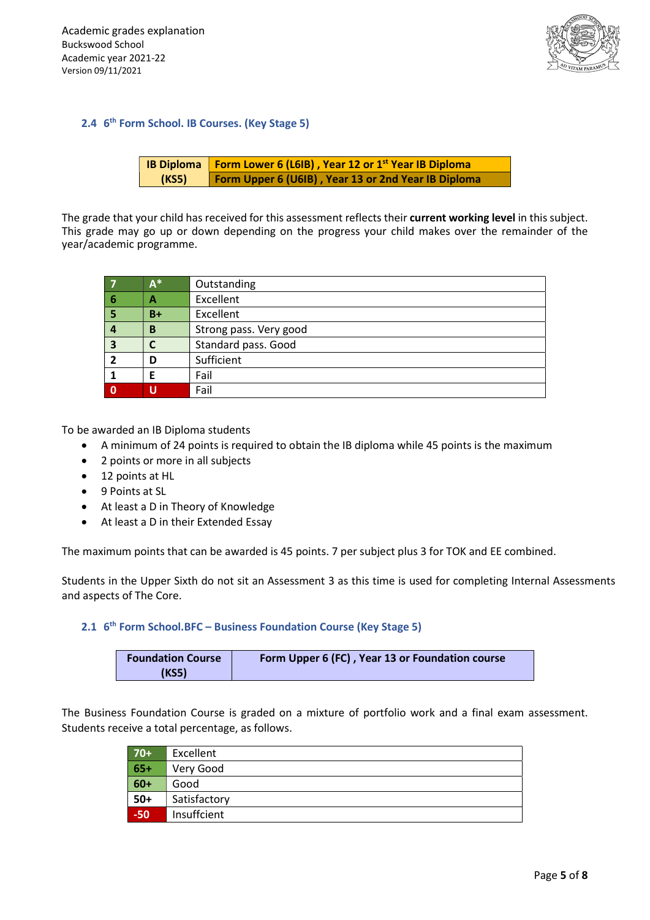## 2.4 6th Form School. IB Courses. (Key Stage 5)

| IB Diploma (KS5) | Form Lower 6 (L6IB) , Year 12 or 1st Year IB Diploma |
|---|---|
| | Form Upper 6 (U6IB) , Year 13 or 2nd Year IB Diploma |

The grade that your child has received for this assessment reflects their **current working level** in this subject. This grade may go up or down depending on the progress your child makes over the remainder of the year/academic programme.

| 7 | A* | Outstanding |
|---|---|---|
| 6 | A | Excellent |
| 5 | B+ | Excellent |
| 4 | B | Strong pass. Very good |
| 3 | C | Standard pass. Good |
| 2 | D | Sufficient |
| 1 | E | Fail |
| 0 | U | Fail |

To be awarded an IB Diploma students

- A minimum of 24 points is required to obtain the IB diploma while 45 points is the maximum
- 2 points or more in all subjects
- 12 points at HL
- 9 Points at SL
- At least a D in Theory of Knowledge
- At least a D in their Extended Essay

The maximum points that can be awarded is 45 points. 7 per subject plus 3 for TOK and EE combined.

Students in the Upper Sixth do not sit an Assessment 3 as this time is used for completing Internal Assessments and aspects of The Core.

## 2.1 6th Form School.BFC – Business Foundation Course (Key Stage 5)

| Foundation Course (KS5) | Form Upper 6 (FC) , Year 13 or Foundation course |
|---|---|

The Business Foundation Course is graded on a mixture of portfolio work and a final exam assessment. Students receive a total percentage, as follows.

| 70+ | Excellent |
|---|---|
| 65+ | Very Good |
| 60+ | Good |
| 50+ | Satisfactory |
| -50 | Insuffcient |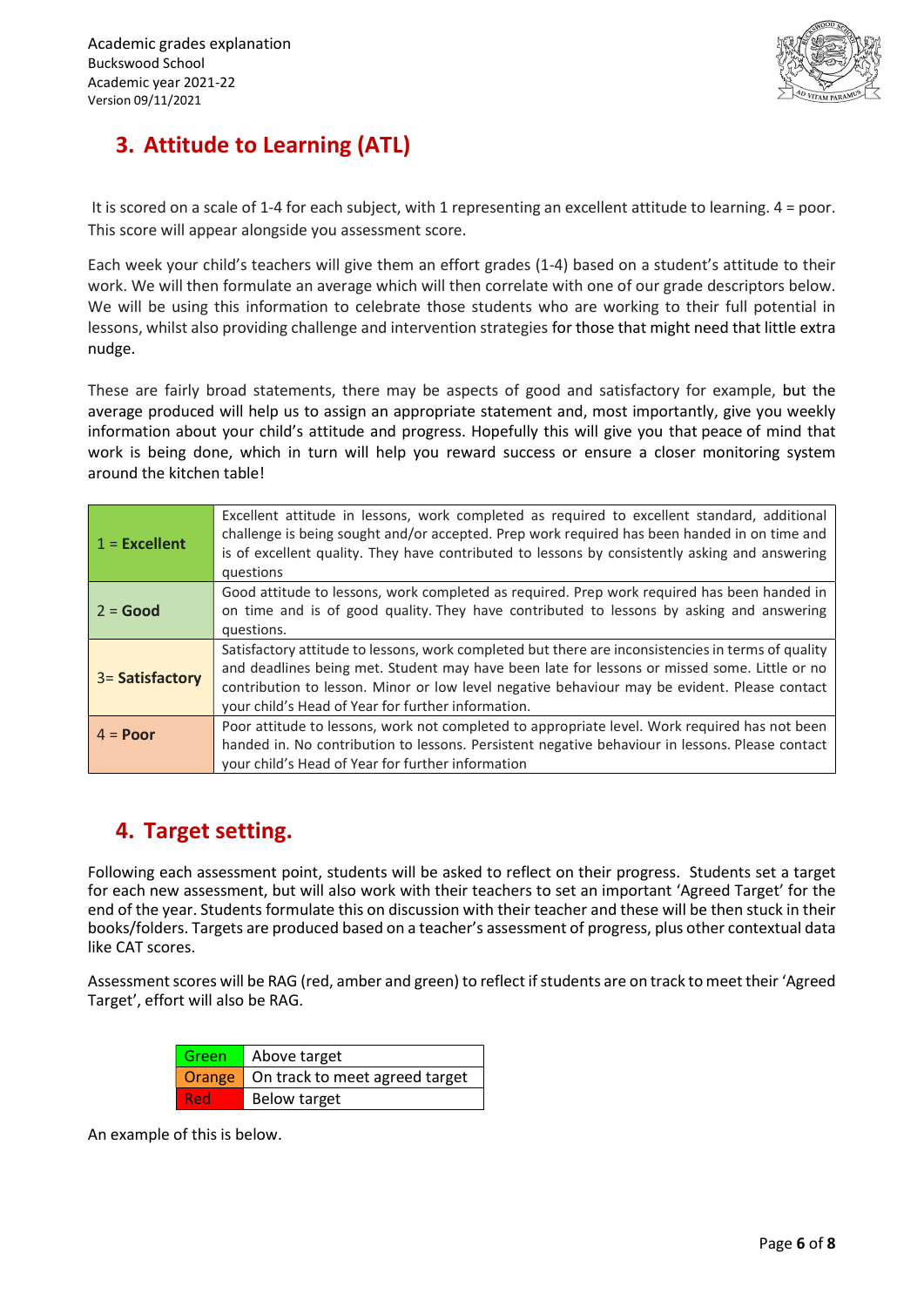## 3. Attitude to Learning (ATL)

It is scored on a scale of 1-4 for each subject, with 1 representing an excellent attitude to learning. 4 = poor. This score will appear alongside you assessment score.

Each week your child's teachers will give them an effort grades (1-4) based on a student's attitude to their work. We will then formulate an average which will then correlate with one of our grade descriptors below. We will be using this information to celebrate those students who are working to their full potential in lessons, whilst also providing challenge and intervention strategies for those that might need that little extra nudge.

These are fairly broad statements, there may be aspects of good and satisfactory for example, but the average produced will help us to assign an appropriate statement and, most importantly, give you weekly information about your child's attitude and progress. Hopefully this will give you that peace of mind that work is being done, which in turn will help you reward success or ensure a closer monitoring system around the kitchen table!

| | |
|---|---|
| 1 = **Excellent** | Excellent attitude in lessons, work completed as required to excellent standard, additional challenge is being sought and/or accepted. Prep work required has been handed in on time and is of excellent quality. They have contributed to lessons by consistently asking and answering questions |
| 2 = **Good** | Good attitude to lessons, work completed as required. Prep work required has been handed in on time and is of good quality. They have contributed to lessons by asking and answering questions. |
| 3= **Satisfactory** | Satisfactory attitude to lessons, work completed but there are inconsistencies in terms of quality and deadlines being met. Student may have been late for lessons or missed some. Little or no contribution to lesson. Minor or low level negative behaviour may be evident. Please contact your child's Head of Year for further information. |
| 4 = **Poor** | Poor attitude to lessons, work not completed to appropriate level. Work required has not been handed in. No contribution to lessons. Persistent negative behaviour in lessons. Please contact your child's Head of Year for further information |

## 4. Target setting.

Following each assessment point, students will be asked to reflect on their progress. Students set a target for each new assessment, but will also work with their teachers to set an important 'Agreed Target' for the end of the year. Students formulate this on discussion with their teacher and these will be then stuck in their books/folders. Targets are produced based on a teacher's assessment of progress, plus other contextual data like CAT scores.

Assessment scores will be RAG (red, amber and green) to reflect if students are on track to meet their 'Agreed Target', effort will also be RAG.

| | |
|---|---|
| Green | Above target |
| Orange | On track to meet agreed target |
| Red | Below target |

An example of this is below.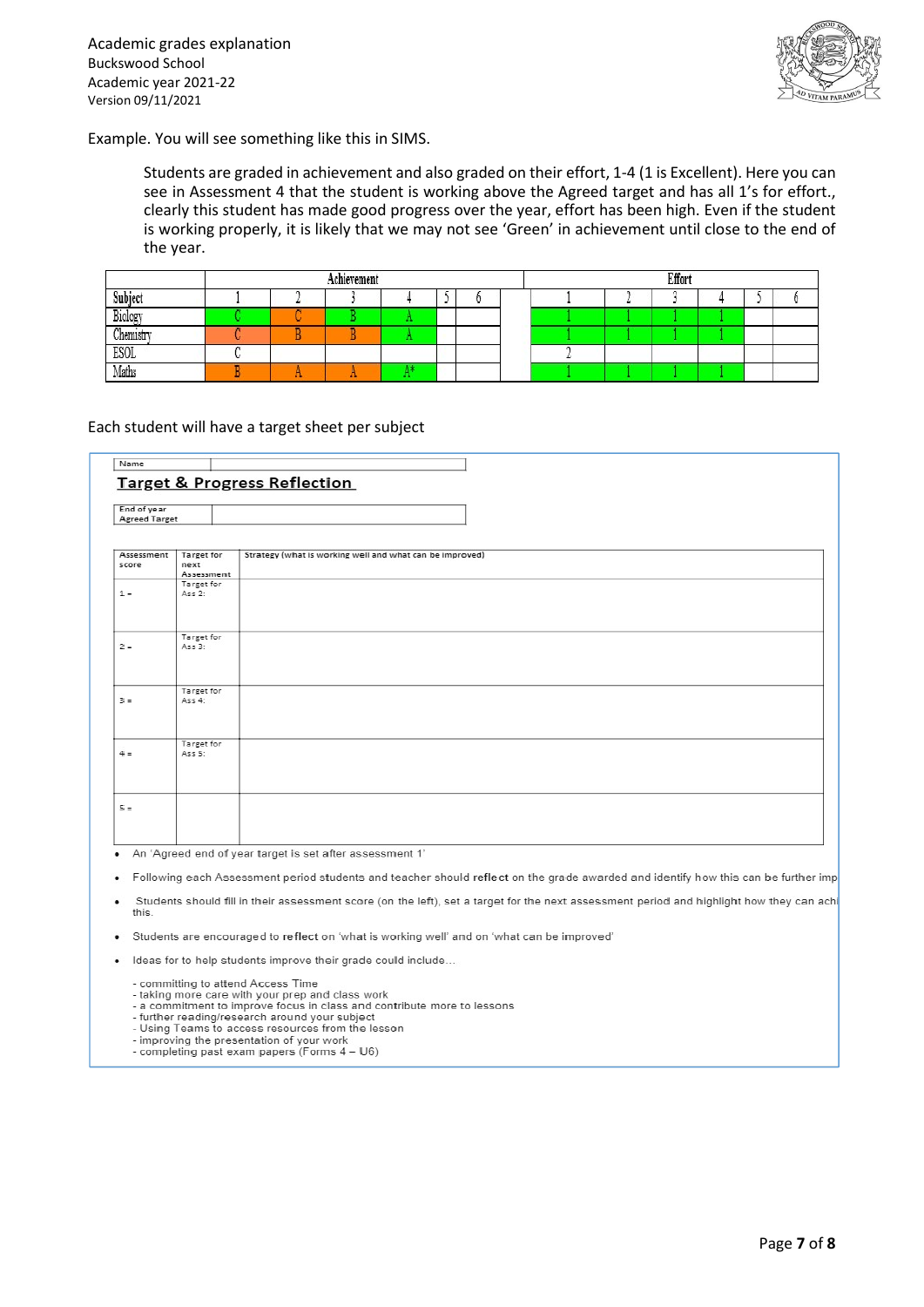Academic grades explanation
Buckswood School
Academic year 2021-22
Version 09/11/2021

Example. You will see something like this in SIMS.

Students are graded in achievement and also graded on their effort, 1-4 (1 is Excellent). Here you can see in Assessment 4 that the student is working above the Agreed target and has all 1's for effort., clearly this student has made good progress over the year, effort has been high. Even if the student is working properly, it is likely that we may not see 'Green' in achievement until close to the end of the year.

| | Achievement | | | | | | | Effort | | | | | |
|---|---|---|---|---|---|---|---|---|---|---|---|---|---|
| Subject | 1 | 2 | 3 | 4 | 5 | 6 | | 1 | 2 | 3 | 4 | 5 | 6 |
| Biology | C | C | B | A | | | | 1 | 1 | 1 | 1 | | |
| Chemistry | C | B | B | A | | | | 1 | 1 | 1 | 1 | | |
| ESOL | C | | | | | | | 2 | | | | | |
| Maths | B | A | A | A* | | | | 1 | 1 | 1 | 1 | | |

Each student will have a target sheet per subject

| Name | |
|---|---|

**Target & Progress Reflection**

| End of year Agreed Target | |
|---|---|

| Assessment score | Target for next Assessment | Strategy (what is working well and what can be improved) |
|---|---|---|
| 1 = | Target for Ass 2: | |
| 2 = | Target for Ass 3: | |
| 3 = | Target for Ass 4: | |
| 4 = | Target for Ass 5: | |
| 5 = | | |

- An 'Agreed end of year target is set after assessment 1'
- Following each Assessment period students and teacher should **reflect** on the grade awarded and identify how this can be further imp
- Students should fill in their assessment score (on the left), set a target for the next assessment period and highlight how they can achi this.
- Students are encouraged to **reflect** on 'what is working well' and on 'what can be improved'
- Ideas for to help students improve their grade could include…

- committing to attend Access Time
- taking more care with your prep and class work
- a commitment to improve focus in class and contribute more to lessons
- further reading/research around your subject
- Using Teams to access resources from the lesson
- improving the presentation of your work
- completing past exam papers (Forms 4 – U6)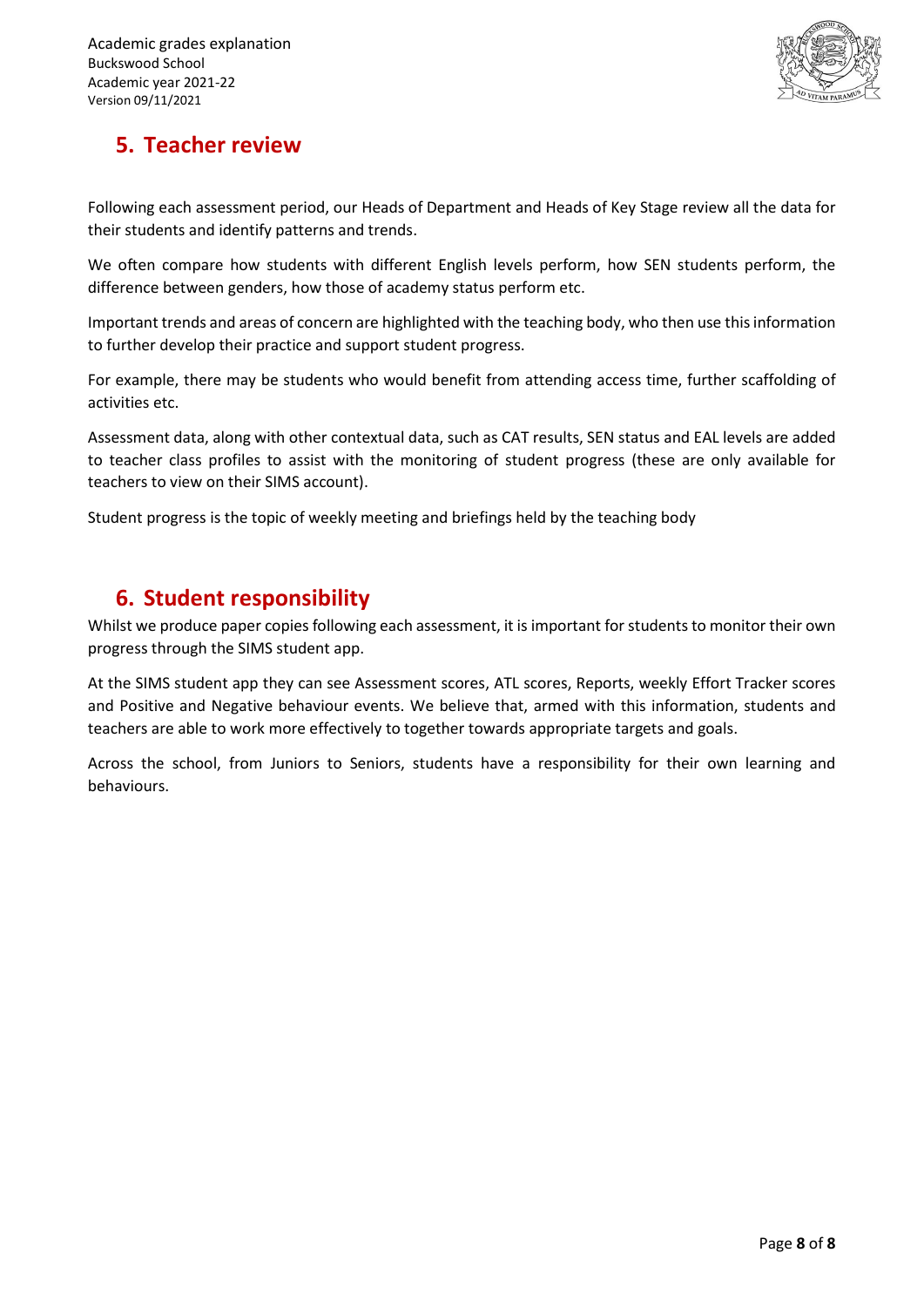## 5. Teacher review

Following each assessment period, our Heads of Department and Heads of Key Stage review all the data for their students and identify patterns and trends.

We often compare how students with different English levels perform, how SEN students perform, the difference between genders, how those of academy status perform etc.

Important trends and areas of concern are highlighted with the teaching body, who then use this information to further develop their practice and support student progress.

For example, there may be students who would benefit from attending access time, further scaffolding of activities etc.

Assessment data, along with other contextual data, such as CAT results, SEN status and EAL levels are added to teacher class profiles to assist with the monitoring of student progress (these are only available for teachers to view on their SIMS account).

Student progress is the topic of weekly meeting and briefings held by the teaching body

## 6. Student responsibility

Whilst we produce paper copies following each assessment, it is important for students to monitor their own progress through the SIMS student app.

At the SIMS student app they can see Assessment scores, ATL scores, Reports, weekly Effort Tracker scores and Positive and Negative behaviour events. We believe that, armed with this information, students and teachers are able to work more effectively to together towards appropriate targets and goals.

Across the school, from Juniors to Seniors, students have a responsibility for their own learning and behaviours.